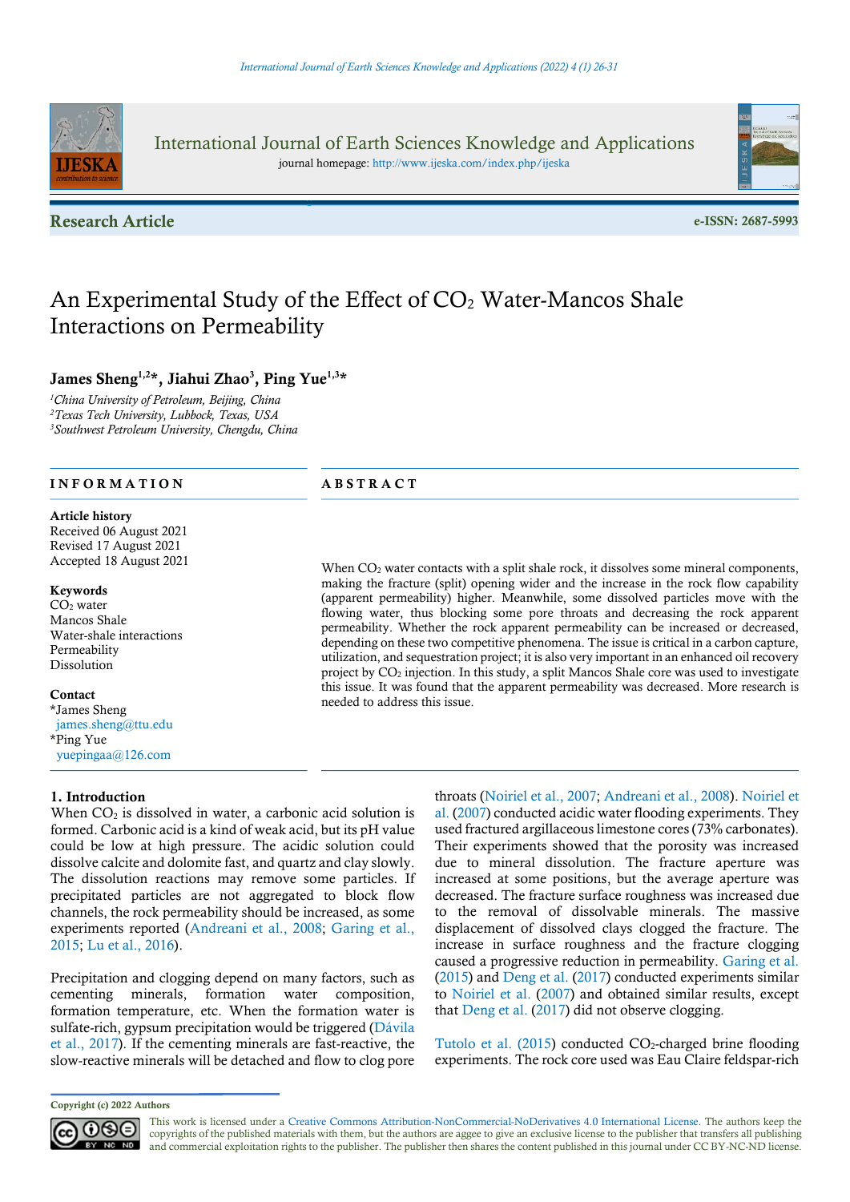International Journal of Earth Sciences Knowledge and Applications

journal homepage: http://www.ijeska.com/index.php/ijeska

**Research Article**

**e-ISSN: 2687-5993**

# An Experimental Study of the Effect of $CO_2$ Water-Mancos Shale Interactions on Permeability

**James Sheng[1,2]*, Jiahui Zhao[3], Ping Yue[1,3]***

[1]*China University of Petroleum, Beijing, China*
[2]*Texas Tech University, Lubbock, Texas, USA*
[3]*Southwest Petroleum University, Chengdu, China*

## INFORMATION

**Article history**
Received 06 August 2021
Revised 17 August 2021
Accepted 18 August 2021

**Keywords**
$CO_2$ water
Mancos Shale
Water-shale interactions
Permeability
Dissolution

**Contact**
*James Sheng
james.sheng@ttu.edu
*Ping Yue
yuepingaa@126.com

## ABSTRACT

When $CO_2$ water contacts with a split shale rock, it dissolves some mineral components, making the fracture (split) opening wider and the increase in the rock flow capability (apparent permeability) higher. Meanwhile, some dissolved particles move with the flowing water, thus blocking some pore throats and decreasing the rock apparent permeability. Whether the rock apparent permeability can be increased or decreased, depending on these two competitive phenomena. The issue is critical in a carbon capture, utilization, and sequestration project; it is also very important in an enhanced oil recovery project by $CO_2$ injection. In this study, a split Mancos Shale core was used to investigate this issue. It was found that the apparent permeability was decreased. More research is needed to address this issue.

## 1. Introduction

When $CO_2$ is dissolved in water, a carbonic acid solution is formed. Carbonic acid is a kind of weak acid, but its pH value could be low at high pressure. The acidic solution could dissolve calcite and dolomite fast, and quartz and clay slowly. The dissolution reactions may remove some particles. If precipitated particles are not aggregated to block flow channels, the rock permeability should be increased, as some experiments reported (Andreani et al., 2008; Garing et al., 2015; Lu et al., 2016).

Precipitation and clogging depend on many factors, such as cementing minerals, formation water composition, formation temperature, etc. When the formation water is sulfate-rich, gypsum precipitation would be triggered (Dávila et al., 2017). If the cementing minerals are fast-reactive, the slow-reactive minerals will be detached and flow to clog pore throats (Noiriel et al., 2007; Andreani et al., 2008). Noiriel et al. (2007) conducted acidic water flooding experiments. They used fractured argillaceous limestone cores (73% carbonates). Their experiments showed that the porosity was increased due to mineral dissolution. The fracture aperture was increased at some positions, but the average aperture was decreased. The fracture surface roughness was increased due to the removal of dissolvable minerals. The massive displacement of dissolved clays clogged the fracture. The increase in surface roughness and the fracture clogging caused a progressive reduction in permeability. Garing et al. (2015) and Deng et al. (2017) conducted experiments similar to Noiriel et al. (2007) and obtained similar results, except that Deng et al. (2017) did not observe clogging.

Tutolo et al. (2015) conducted $CO_2$-charged brine flooding experiments. The rock core used was Eau Claire feldspar-rich

Copyright (c) 2022 Authors

This work is licensed under a Creative Commons Attribution-NonCommercial-NoDerivatives 4.0 International License. The authors keep the copyrights of the published materials with them, but the authors are aggee to give an exclusive license to the publisher that transfers all publishing and commercial exploitation rights to the publisher. The publisher then shares the content published in this journal under CC BY-NC-ND license.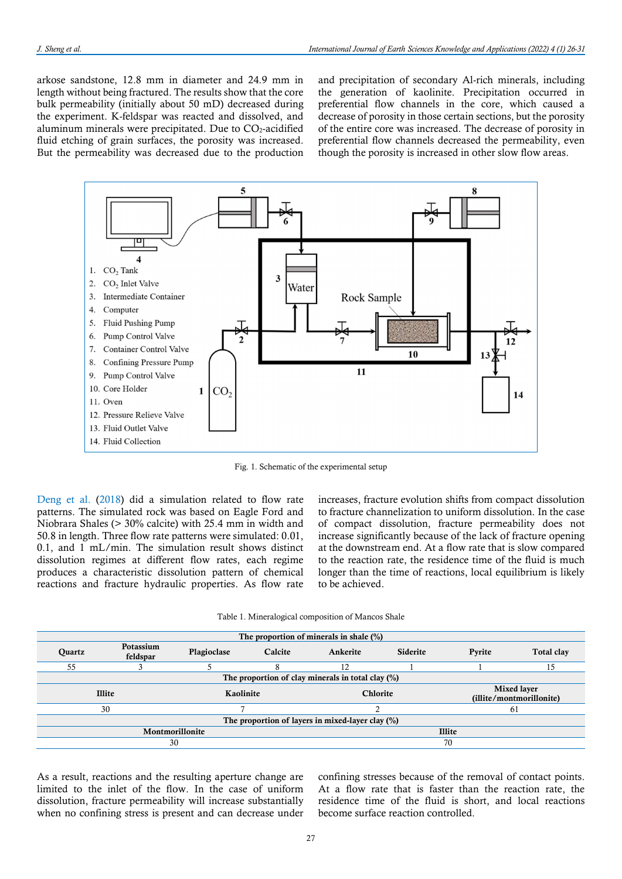arkose sandstone, 12.8 mm in diameter and 24.9 mm in length without being fractured. The results show that the core bulk permeability (initially about 50 mD) decreased during the experiment. K-feldspar was reacted and dissolved, and aluminum minerals were precipitated. Due to $CO_2$-acidified fluid etching of grain surfaces, the porosity was increased. But the permeability was decreased due to the production and precipitation of secondary Al-rich minerals, including the generation of kaolinite. Precipitation occurred in preferential flow channels in the core, which caused a decrease of porosity in those certain sections, but the porosity of the entire core was increased. The decrease of porosity in preferential flow channels decreased the permeability, even though the porosity is increased in other slow flow areas.

Fig. 1. Schematic of the experimental setup

Deng et al. (2018) did a simulation related to flow rate patterns. The simulated rock was based on Eagle Ford and Niobrara Shales (> 30% calcite) with 25.4 mm in width and 50.8 in length. Three flow rate patterns were simulated: 0.01, 0.1, and 1 mL/min. The simulation result shows distinct dissolution regimes at different flow rates, each regime produces a characteristic dissolution pattern of chemical reactions and fracture hydraulic properties. As flow rate increases, fracture evolution shifts from compact dissolution to fracture channelization to uniform dissolution. In the case of compact dissolution, fracture permeability does not increase significantly because of the lack of fracture opening at the downstream end. At a flow rate that is slow compared to the reaction rate, the residence time of the fluid is much longer than the time of reactions, local equilibrium is likely to be achieved.

Table 1. Mineralogical composition of Mancos Shale

| The proportion of minerals in shale (%) | | | | | | | |
|---|---|---|---|---|---|---|---|
| **Quartz** | **Potassium feldspar** | **Plagioclase** | **Calcite** | **Ankerite** | **Siderite** | **Pyrite** | **Total clay** |
| 55 | 3 | 5 | 8 | 12 | 1 | 1 | 15 |
| **The proportion of clay minerals in total clay (%)** | | | | | | | |
| **Illite** | | **Kaolinite** | | **Chlorite** | | **Mixed layer (illite/montmorillonite)** | |
| 30 | | 7 | | 2 | | 61 | |
| **The proportion of layers in mixed-layer clay (%)** | | | | | | | |
| **Montmorillonite** | | | | **Illite** | | | |
| 30 | | | | 70 | | | |

As a result, reactions and the resulting aperture change are limited to the inlet of the flow. In the case of uniform dissolution, fracture permeability will increase substantially when no confining stress is present and can decrease under confining stresses because of the removal of contact points. At a flow rate that is faster than the reaction rate, the residence time of the fluid is short, and local reactions become surface reaction controlled.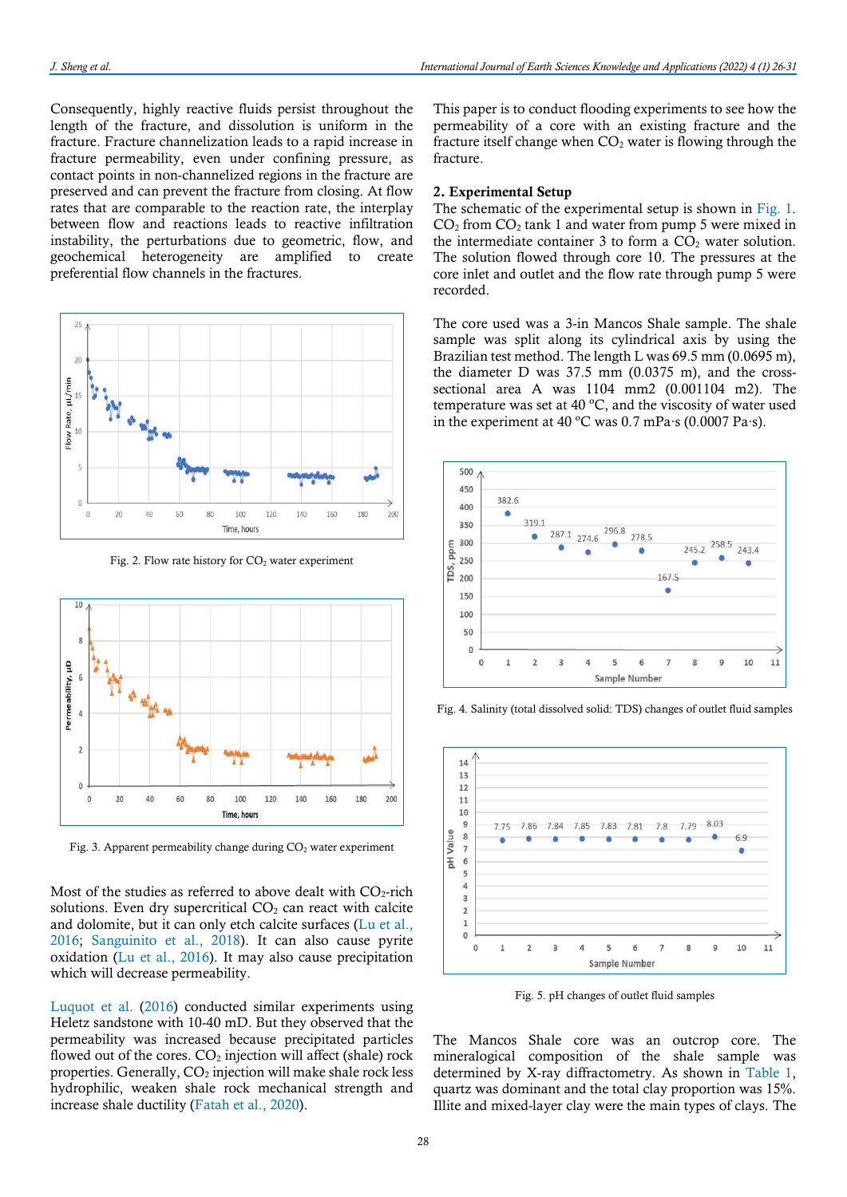Consequently, highly reactive fluids persist throughout the length of the fracture, and dissolution is uniform in the fracture. Fracture channelization leads to a rapid increase in fracture permeability, even under confining pressure, as contact points in non-channelized regions in the fracture are preserved and can prevent the fracture from closing. At flow rates that are comparable to the reaction rate, the interplay between flow and reactions leads to reactive infiltration instability, the perturbations due to geometric, flow, and geochemical heterogeneity are amplified to create preferential flow channels in the fractures.

Fig. 2. Flow rate history for $CO_2$ water experiment

Fig. 3. Apparent permeability change during $CO_2$ water experiment

Most of the studies as referred to above dealt with $CO_2$-rich solutions. Even dry supercritical $CO_2$ can react with calcite and dolomite, but it can only etch calcite surfaces (Lu et al., 2016; Sanguinito et al., 2018). It can also cause pyrite oxidation (Lu et al., 2016). It may also cause precipitation which will decrease permeability.

Luquot et al. (2016) conducted similar experiments using Heletz sandstone with 10-40 mD. But they observed that the permeability was increased because precipitated particles flowed out of the cores. $CO_2$ injection will affect (shale) rock properties. Generally, $CO_2$ injection will make shale rock less hydrophilic, weaken shale rock mechanical strength and increase shale ductility (Fatah et al., 2020).

This paper is to conduct flooding experiments to see how the permeability of a core with an existing fracture and the fracture itself change when $CO_2$ water is flowing through the fracture.

## 2. Experimental Setup

The schematic of the experimental setup is shown in Fig. 1. $CO_2$ from $CO_2$ tank 1 and water from pump 5 were mixed in the intermediate container 3 to form a $CO_2$ water solution. The solution flowed through core 10. The pressures at the core inlet and outlet and the flow rate through pump 5 were recorded.

The core used was a 3-in Mancos Shale sample. The shale sample was split along its cylindrical axis by using the Brazilian test method. The length L was 69.5 mm (0.0695 m), the diameter D was 37.5 mm (0.0375 m), and the cross-sectional area A was 1104 mm2 (0.001104 m2). The temperature was set at 40 °C, and the viscosity of water used in the experiment at 40 °C was 0.7 mPa·s (0.0007 Pa·s).

Fig. 4. Salinity (total dissolved solid: TDS) changes of outlet fluid samples

Fig. 5. pH changes of outlet fluid samples

The Mancos Shale core was an outcrop core. The mineralogical composition of the shale sample was determined by X-ray diffractometry. As shown in Table 1, quartz was dominant and the total clay proportion was 15%. Illite and mixed-layer clay were the main types of clays. The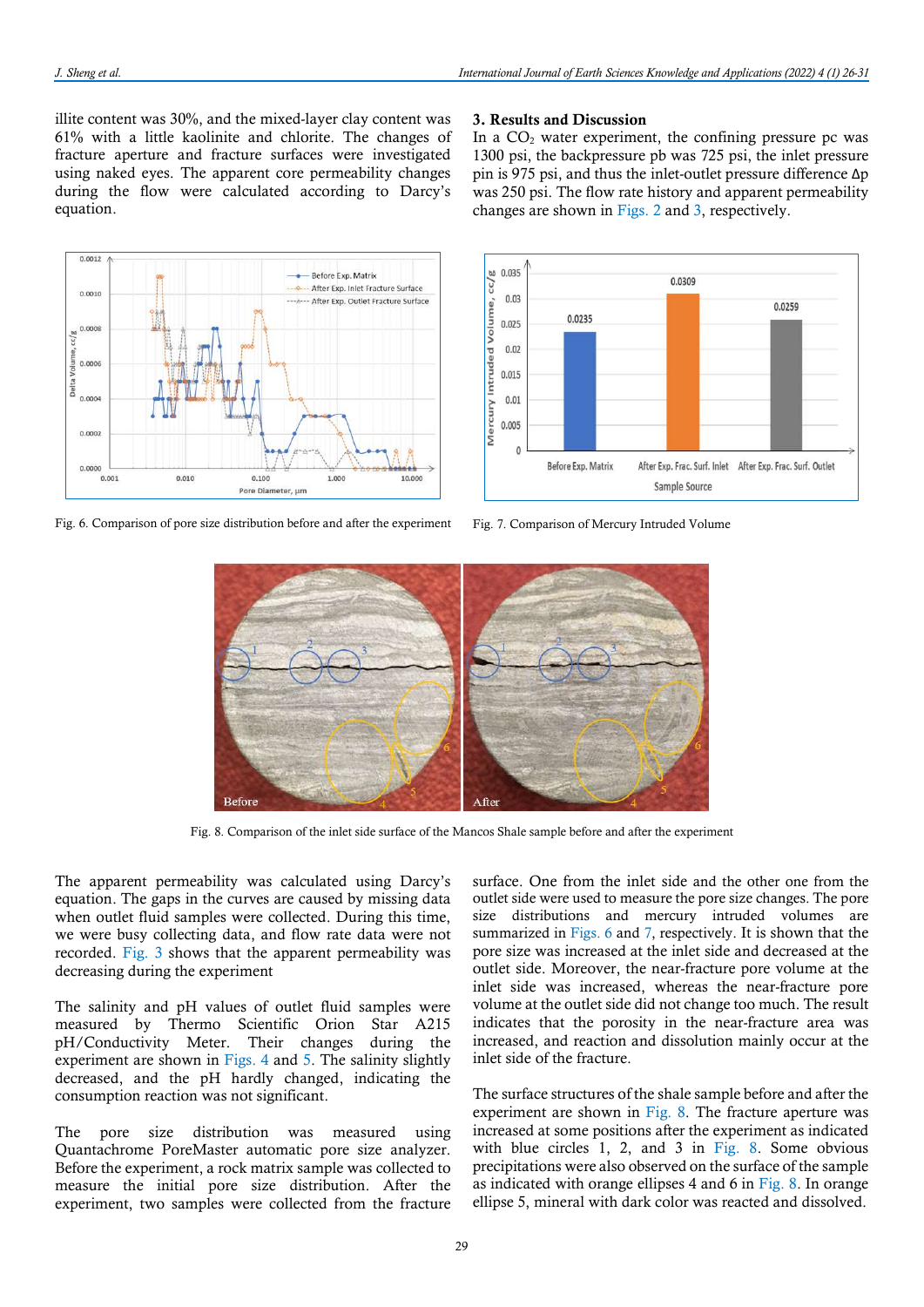illite content was 30%, and the mixed-layer clay content was 61% with a little kaolinite and chlorite. The changes of fracture aperture and fracture surfaces were investigated using naked eyes. The apparent core permeability changes during the flow were calculated according to Darcy's equation.

Fig. 6. Comparison of pore size distribution before and after the experiment

Fig. 7. Comparison of Mercury Intruded Volume

## 3. Results and Discussion

In a $CO_2$ water experiment, the confining pressure pc was 1300 psi, the backpressure pb was 725 psi, the inlet pressure pin is 975 psi, and thus the inlet-outlet pressure difference Δp was 250 psi. The flow rate history and apparent permeability changes are shown in Figs. 2 and 3, respectively.

Fig. 8. Comparison of the inlet side surface of the Mancos Shale sample before and after the experiment

The apparent permeability was calculated using Darcy's equation. The gaps in the curves are caused by missing data when outlet fluid samples were collected. During this time, we were busy collecting data, and flow rate data were not recorded. Fig. 3 shows that the apparent permeability was decreasing during the experiment

The salinity and pH values of outlet fluid samples were measured by Thermo Scientific Orion Star A215 pH/Conductivity Meter. Their changes during the experiment are shown in Figs. 4 and 5. The salinity slightly decreased, and the pH hardly changed, indicating the consumption reaction was not significant.

The pore size distribution was measured using Quantachrome PoreMaster automatic pore size analyzer. Before the experiment, a rock matrix sample was collected to measure the initial pore size distribution. After the experiment, two samples were collected from the fracture surface. One from the inlet side and the other one from the outlet side were used to measure the pore size changes. The pore size distributions and mercury intruded volumes are summarized in Figs. 6 and 7, respectively. It is shown that the pore size was increased at the inlet side and decreased at the outlet side. Moreover, the near-fracture pore volume at the inlet side was increased, whereas the near-fracture pore volume at the outlet side did not change too much. The result indicates that the porosity in the near-fracture area was increased, and reaction and dissolution mainly occur at the inlet side of the fracture.

The surface structures of the shale sample before and after the experiment are shown in Fig. 8. The fracture aperture was increased at some positions after the experiment as indicated with blue circles 1, 2, and 3 in Fig. 8. Some obvious precipitations were also observed on the surface of the sample as indicated with orange ellipses 4 and 6 in Fig. 8. In orange ellipse 5, mineral with dark color was reacted and dissolved.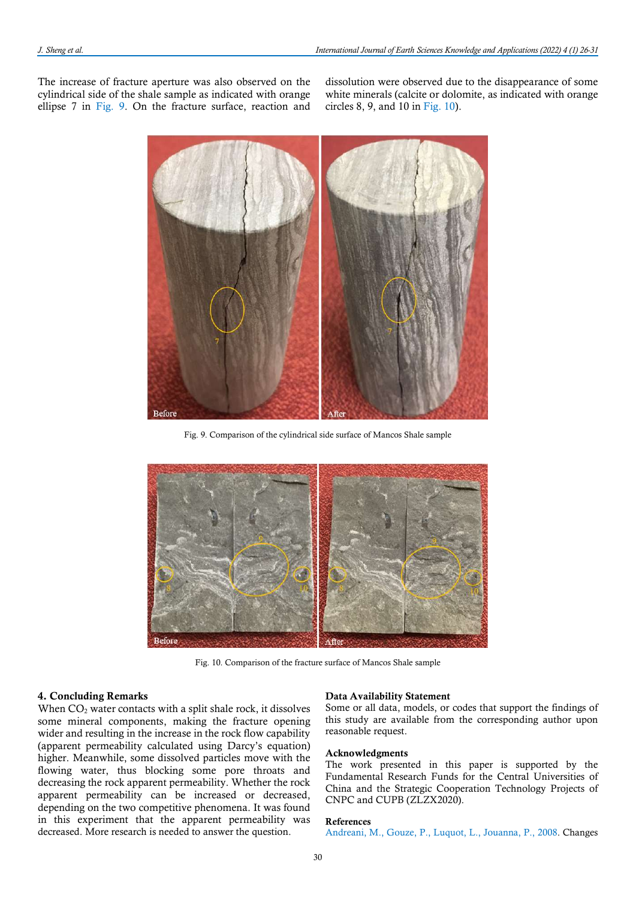The increase of fracture aperture was also observed on the cylindrical side of the shale sample as indicated with orange ellipse 7 in Fig. 9. On the fracture surface, reaction and dissolution were observed due to the disappearance of some white minerals (calcite or dolomite, as indicated with orange circles 8, 9, and 10 in Fig. 10).

Fig. 9. Comparison of the cylindrical side surface of Mancos Shale sample

Fig. 10. Comparison of the fracture surface of Mancos Shale sample

## 4. Concluding Remarks

When $CO_2$ water contacts with a split shale rock, it dissolves some mineral components, making the fracture opening wider and resulting in the increase in the rock flow capability (apparent permeability calculated using Darcy's equation) higher. Meanwhile, some dissolved particles move with the flowing water, thus blocking some pore throats and decreasing the rock apparent permeability. Whether the rock apparent permeability can be increased or decreased, depending on the two competitive phenomena. It was found in this experiment that the apparent permeability was decreased. More research is needed to answer the question.

### Data Availability Statement

Some or all data, models, or codes that support the findings of this study are available from the corresponding author upon reasonable request.

### Acknowledgments

The work presented in this paper is supported by the Fundamental Research Funds for the Central Universities of China and the Strategic Cooperation Technology Projects of CNPC and CUPB (ZLZX2020).

### References

Andreani, M., Gouze, P., Luquot, L., Jouanna, P., 2008. Changes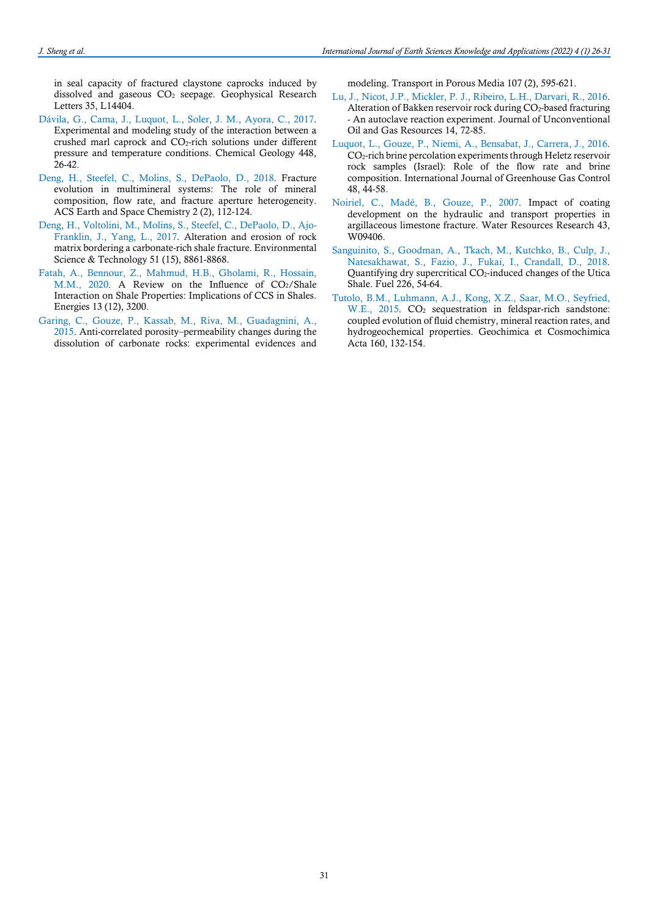in seal capacity of fractured claystone caprocks induced by dissolved and gaseous $CO_2$ seepage. Geophysical Research Letters 35, L14404.

Dávila, G., Cama, J., Luquot, L., Soler, J. M., Ayora, C., 2017. Experimental and modeling study of the interaction between a crushed marl caprock and $CO_2$-rich solutions under different pressure and temperature conditions. Chemical Geology 448, 26-42.

Deng, H., Steefel, C., Molins, S., DePaolo, D., 2018. Fracture evolution in multimineral systems: The role of mineral composition, flow rate, and fracture aperture heterogeneity. ACS Earth and Space Chemistry 2 (2), 112-124.

Deng, H., Voltolini, M., Molins, S., Steefel, C., DePaolo, D., Ajo-Franklin, J., Yang, L., 2017. Alteration and erosion of rock matrix bordering a carbonate-rich shale fracture. Environmental Science & Technology 51 (15), 8861-8868.

Fatah, A., Bennour, Z., Mahmud, H.B., Gholami, R., Hossain, M.M., 2020. A Review on the Influence of $CO_2$/Shale Interaction on Shale Properties: Implications of CCS in Shales. Energies 13 (12), 3200.

Garing, C., Gouze, P., Kassab, M., Riva, M., Guadagnini, A., 2015. Anti-correlated porosity–permeability changes during the dissolution of carbonate rocks: experimental evidences and modeling. Transport in Porous Media 107 (2), 595-621.

Lu, J., Nicot, J.P., Mickler, P. J., Ribeiro, L.H., Darvari, R., 2016. Alteration of Bakken reservoir rock during $CO_2$-based fracturing - An autoclave reaction experiment. Journal of Unconventional Oil and Gas Resources 14, 72-85.

Luquot, L., Gouze, P., Niemi, A., Bensabat, J., Carrera, J., 2016. $CO_2$-rich brine percolation experiments through Heletz reservoir rock samples (Israel): Role of the flow rate and brine composition. International Journal of Greenhouse Gas Control 48, 44-58.

Noiriel, C., Madé, B., Gouze, P., 2007. Impact of coating development on the hydraulic and transport properties in argillaceous limestone fracture. Water Resources Research 43, W09406.

Sanguinito, S., Goodman, A., Tkach, M., Kutchko, B., Culp, J., Natesakhawat, S., Fazio, J., Fukai, I., Crandall, D., 2018. Quantifying dry supercritical $CO_2$-induced changes of the Utica Shale. Fuel 226, 54-64.

Tutolo, B.M., Luhmann, A.J., Kong, X.Z., Saar, M.O., Seyfried, W.E., 2015. $CO_2$ sequestration in feldspar-rich sandstone: coupled evolution of fluid chemistry, mineral reaction rates, and hydrogeochemical properties. Geochimica et Cosmochimica Acta 160, 132-154.